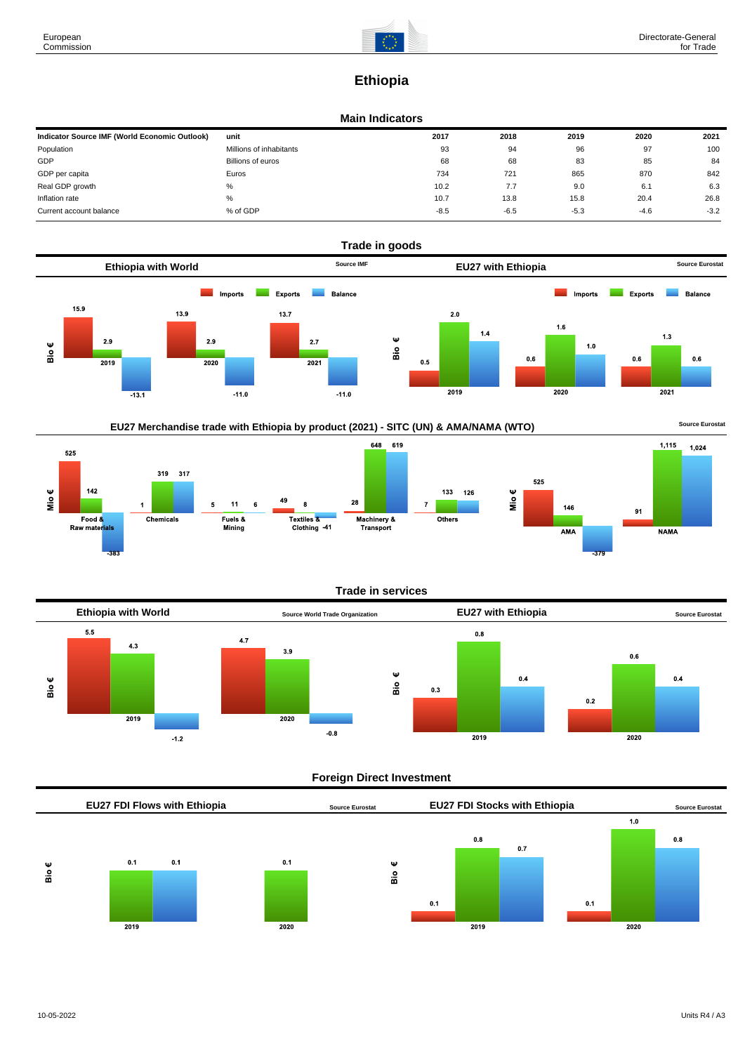# Ethiopia

## Main Indicators

| Indicator Source IMF (World Economic Outlook) | unit | 2017 | 2018 | 2019 | 2020 | 2021 |
|---|---|---|---|---|---|---|
| Population | Millions of inhabitants | 93 | 94 | 96 | 97 | 100 |
| GDP | Billions of euros | 68 | 68 | 83 | 85 | 84 |
| GDP per capita | Euros | 734 | 721 | 865 | 870 | 842 |
| Real GDP growth | % | 10.2 | 7.7 | 9.0 | 6.1 | 6.3 |
| Inflation rate | % | 10.7 | 13.8 | 15.8 | 20.4 | 26.8 |
| Current account balance | % of GDP | -8.5 | -6.5 | -5.3 | -4.6 | -3.2 |

## Trade in goods

### Ethiopia with World

Source IMF

Bio €

| | Imports | Exports | Balance |
|---|---|---|---|
| 2019 | 15.9 | 2.9 | -13.1 |
| 2020 | 13.9 | 2.9 | -11.0 |
| 2021 | 13.7 | 2.7 | -11.0 |

### EU27 with Ethiopia

Source Eurostat

Bio €

| | Imports | Exports | Balance |
|---|---|---|---|
| 2019 | 0.5 | 2.0 | 1.4 |
| 2020 | 0.6 | 1.6 | 1.0 |
| 2021 | 0.6 | 1.3 | 0.6 |

### EU27 Merchandise trade with Ethiopia by product (2021) - SITC (UN) & AMA/NAMA (WTO)

Source Eurostat

Mio €

| | Imports | Exports | Balance |
|---|---|---|---|
| Food & Raw materials | 525 | 142 | -383 |
| Chemicals | 1 | 319 | 317 |
| Fuels & Mining | 5 | 11 | 6 |
| Textiles & Clothing | 49 | 8 | -41 |
| Machinery & Transport | 28 | 648 | 619 |
| Others | 7 | 133 | 126 |

Mio €

| | Imports | Exports | Balance |
|---|---|---|---|
| AMA | 525 | 146 | -379 |
| NAMA | 91 | 1,115 | 1,024 |

## Trade in services

### Ethiopia with World

Source World Trade Organization

Bio €

| | Imports | Exports | Balance |
|---|---|---|---|
| 2019 | 5.5 | 4.3 | -1.2 |
| 2020 | 4.7 | 3.9 | -0.8 |

### EU27 with Ethiopia

Source Eurostat

Bio €

| | Imports | Exports | Balance |
|---|---|---|---|
| 2019 | 0.3 | 0.8 | 0.4 |
| 2020 | 0.2 | 0.6 | 0.4 |

## Foreign Direct Investment

### EU27 FDI Flows with Ethiopia

Source Eurostat

Bio €

| | Inward | Outward | Balance |
|---|---|---|---|
| 2019 | | 0.1 | 0.1 |
| 2020 | | 0.1 | |

### EU27 FDI Stocks with Ethiopia

Source Eurostat

Bio €

| | Inward | Outward | Balance |
|---|---|---|---|
| 2019 | 0.1 | 0.8 | 0.7 |
| 2020 | 0.1 | 1.0 | 0.8 |

10-05-2022

Units R4 / A3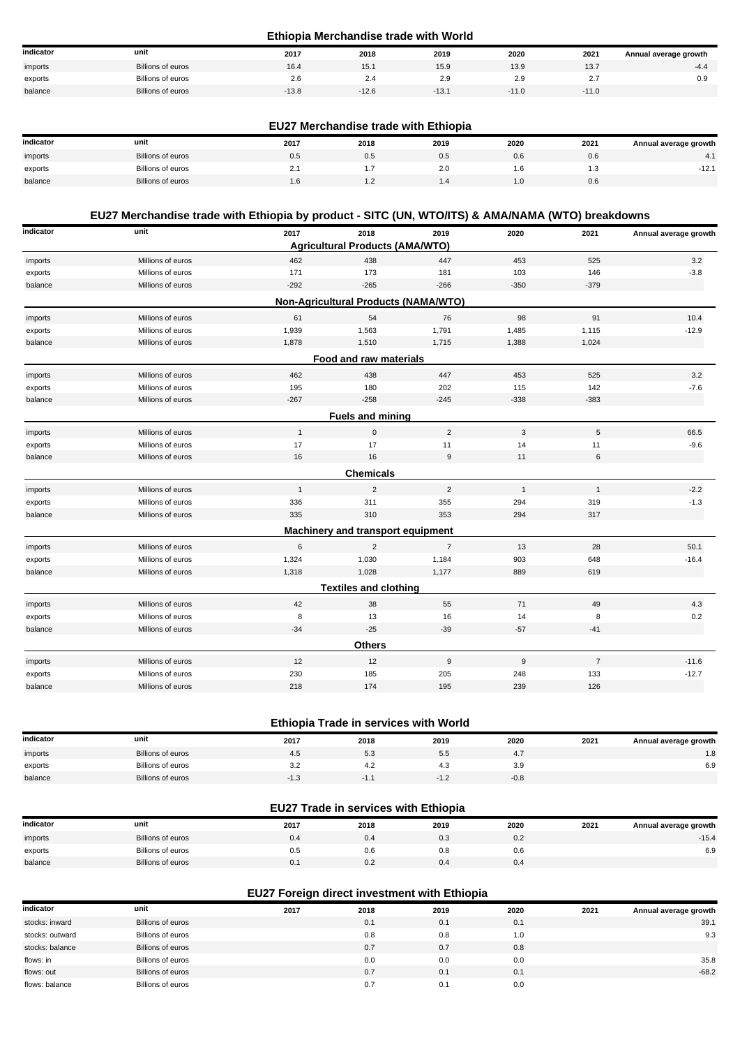## Ethiopia Merchandise trade with World

| indicator | unit | 2017 | 2018 | 2019 | 2020 | 2021 | Annual average growth |
|---|---|---|---|---|---|---|---|
| imports | Billions of euros | 16.4 | 15.1 | 15.9 | 13.9 | 13.7 | -4.4 |
| exports | Billions of euros | 2.6 | 2.4 | 2.9 | 2.9 | 2.7 | 0.9 |
| balance | Billions of euros | -13.8 | -12.6 | -13.1 | -11.0 | -11.0 | |

## EU27 Merchandise trade with Ethiopia

| indicator | unit | 2017 | 2018 | 2019 | 2020 | 2021 | Annual average growth |
|---|---|---|---|---|---|---|---|
| imports | Billions of euros | 0.5 | 0.5 | 0.5 | 0.6 | 0.6 | 4.1 |
| exports | Billions of euros | 2.1 | 1.7 | 2.0 | 1.6 | 1.3 | -12.1 |
| balance | Billions of euros | 1.6 | 1.2 | 1.4 | 1.0 | 0.6 | |

## EU27 Merchandise trade with Ethiopia by product - SITC (UN, WTO/ITS) & AMA/NAMA (WTO) breakdowns

| indicator | unit | 2017 | 2018 | 2019 | 2020 | 2021 | Annual average growth |
|---|---|---|---|---|---|---|---|
| **Agricultural Products (AMA/WTO)** | | | | | | | |
| imports | Millions of euros | 462 | 438 | 447 | 453 | 525 | 3.2 |
| exports | Millions of euros | 171 | 173 | 181 | 103 | 146 | -3.8 |
| balance | Millions of euros | -292 | -265 | -266 | -350 | -379 | |
| **Non-Agricultural Products (NAMA/WTO)** | | | | | | | |
| imports | Millions of euros | 61 | 54 | 76 | 98 | 91 | 10.4 |
| exports | Millions of euros | 1,939 | 1,563 | 1,791 | 1,485 | 1,115 | -12.9 |
| balance | Millions of euros | 1,878 | 1,510 | 1,715 | 1,388 | 1,024 | |
| **Food and raw materials** | | | | | | | |
| imports | Millions of euros | 462 | 438 | 447 | 453 | 525 | 3.2 |
| exports | Millions of euros | 195 | 180 | 202 | 115 | 142 | -7.6 |
| balance | Millions of euros | -267 | -258 | -245 | -338 | -383 | |
| **Fuels and mining** | | | | | | | |
| imports | Millions of euros | 1 | 0 | 2 | 3 | 5 | 66.5 |
| exports | Millions of euros | 17 | 17 | 11 | 14 | 11 | -9.6 |
| balance | Millions of euros | 16 | 16 | 9 | 11 | 6 | |
| **Chemicals** | | | | | | | |
| imports | Millions of euros | 1 | 2 | 2 | 1 | 1 | -2.2 |
| exports | Millions of euros | 336 | 311 | 355 | 294 | 319 | -1.3 |
| balance | Millions of euros | 335 | 310 | 353 | 294 | 317 | |
| **Machinery and transport equipment** | | | | | | | |
| imports | Millions of euros | 6 | 2 | 7 | 13 | 28 | 50.1 |
| exports | Millions of euros | 1,324 | 1,030 | 1,184 | 903 | 648 | -16.4 |
| balance | Millions of euros | 1,318 | 1,028 | 1,177 | 889 | 619 | |
| **Textiles and clothing** | | | | | | | |
| imports | Millions of euros | 42 | 38 | 55 | 71 | 49 | 4.3 |
| exports | Millions of euros | 8 | 13 | 16 | 14 | 8 | 0.2 |
| balance | Millions of euros | -34 | -25 | -39 | -57 | -41 | |
| **Others** | | | | | | | |
| imports | Millions of euros | 12 | 12 | 9 | 9 | 7 | -11.6 |
| exports | Millions of euros | 230 | 185 | 205 | 248 | 133 | -12.7 |
| balance | Millions of euros | 218 | 174 | 195 | 239 | 126 | |

## Ethiopia Trade in services with World

| indicator | unit | 2017 | 2018 | 2019 | 2020 | 2021 | Annual average growth |
|---|---|---|---|---|---|---|---|
| imports | Billions of euros | 4.5 | 5.3 | 5.5 | 4.7 | | 1.8 |
| exports | Billions of euros | 3.2 | 4.2 | 4.3 | 3.9 | | 6.9 |
| balance | Billions of euros | -1.3 | -1.1 | -1.2 | -0.8 | | |

## EU27 Trade in services with Ethiopia

| indicator | unit | 2017 | 2018 | 2019 | 2020 | 2021 | Annual average growth |
|---|---|---|---|---|---|---|---|
| imports | Billions of euros | 0.4 | 0.4 | 0.3 | 0.2 | | -15.4 |
| exports | Billions of euros | 0.5 | 0.6 | 0.8 | 0.6 | | 6.9 |
| balance | Billions of euros | 0.1 | 0.2 | 0.4 | 0.4 | | |

## EU27 Foreign direct investment with Ethiopia

| indicator | unit | 2017 | 2018 | 2019 | 2020 | 2021 | Annual average growth |
|---|---|---|---|---|---|---|---|
| stocks: inward | Billions of euros | | 0.1 | 0.1 | 0.1 | | 39.1 |
| stocks: outward | Billions of euros | | 0.8 | 0.8 | 1.0 | | 9.3 |
| stocks: balance | Billions of euros | | 0.7 | 0.7 | 0.8 | | |
| flows: in | Billions of euros | | 0.0 | 0.0 | 0.0 | | 35.8 |
| flows: out | Billions of euros | | 0.7 | 0.1 | 0.1 | | -68.2 |
| flows: balance | Billions of euros | | 0.7 | 0.1 | 0.0 | | |